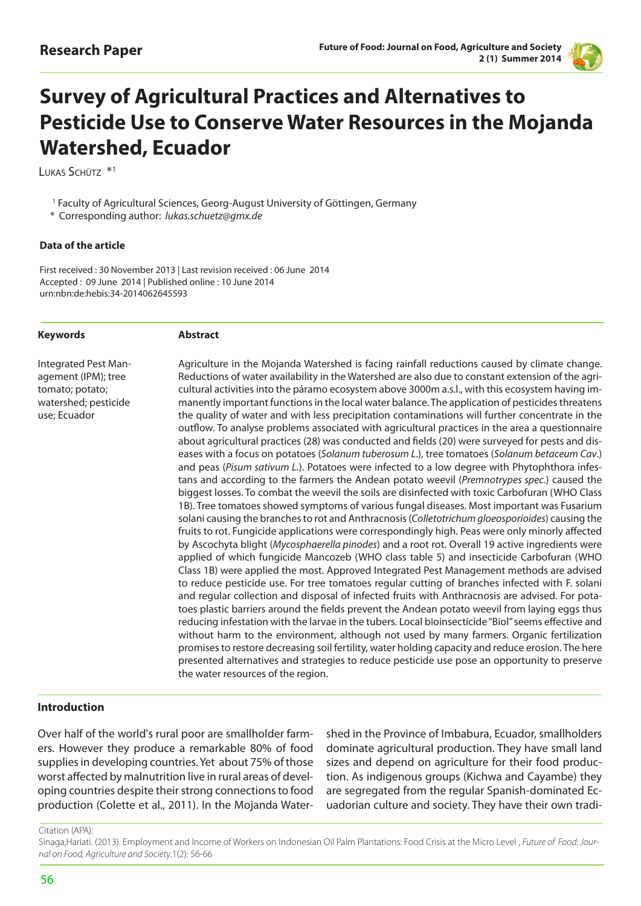**Research Paper**

# Survey of Agricultural Practices and Alternatives to Pesticide Use to Conserve Water Resources in the Mojanda Watershed, Ecuador

Lukas Schütz *[1]

[1] Faculty of Agricultural Sciences, Georg-August University of Göttingen, Germany

\* Corresponding author: *lukas.schuetz@gmx.de*

#### Data of the article

First received : 30 November 2013 | Last revision received : 06 June 2014
Accepted : 09 June 2014 | Published online : 10 June 2014
urn:nbn:de:hebis:34-2014062645593

#### Keywords

Integrated Pest Management (IPM); tree tomato; potato; watershed; pesticide use; Ecuador

#### Abstract

Agriculture in the Mojanda Watershed is facing rainfall reductions caused by climate change. Reductions of water availability in the Watershed are also due to constant extension of the agricultural activities into the páramo ecosystem above 3000m a.s.l., with this ecosystem having immanently important functions in the local water balance. The application of pesticides threatens the quality of water and with less precipitation contaminations will further concentrate in the outflow. To analyse problems associated with agricultural practices in the area a questionnaire about agricultural practices (28) was conducted and fields (20) were surveyed for pests and diseases with a focus on potatoes (*Solanum tuberosum L.*), tree tomatoes (*Solanum betaceum Cav.*) and peas (*Pisum sativum L.*). Potatoes were infected to a low degree with Phytophthora infestans and according to the farmers the Andean potato weevil (*Premnotrypes spec.*) caused the biggest losses. To combat the weevil the soils are disinfected with toxic Carbofuran (WHO Class 1B). Tree tomatoes showed symptoms of various fungal diseases. Most important was Fusarium solani causing the branches to rot and Anthracnosis (*Colletotrichum gloeosporioides*) causing the fruits to rot. Fungicide applications were correspondingly high. Peas were only minorly affected by Ascochyta blight (*Mycosphaerella pinodes*) and a root rot. Overall 19 active ingredients were applied of which fungicide Mancozeb (WHO class table 5) and insecticide Carbofuran (WHO Class 1B) were applied the most. Approved Integrated Pest Management methods are advised to reduce pesticide use. For tree tomatoes regular cutting of branches infected with F. solani and regular collection and disposal of infected fruits with Anthracnosis are advised. For potatoes plastic barriers around the fields prevent the Andean potato weevil from laying eggs thus reducing infestation with the larvae in the tubers. Local bioinsecticide "Biol" seems effective and without harm to the environment, although not used by many farmers. Organic fertilization promises to restore decreasing soil fertility, water holding capacity and reduce erosion. The here presented alternatives and strategies to reduce pesticide use pose an opportunity to preserve the water resources of the region.

#### Introduction

Over half of the world's rural poor are smallholder farmers. However they produce a remarkable 80% of food supplies in developing countries. Yet about 75% of those worst affected by malnutrition live in rural areas of developing countries despite their strong connections to food production (Colette et al., 2011). In the Mojanda Watershed in the Province of Imbabura, Ecuador, smallholders dominate agricultural production. They have small land sizes and depend on agriculture for their food production. As indigenous groups (Kichwa and Cayambe) they are segregated from the regular Spanish-dominated Ecuadorian culture and society. They have their own tradi-

Citation (APA):
Sinaga,Hariati. (2013). Employment and Income of Workers on Indonesian Oil Palm Plantations: Food Crisis at the Micro Level , *Future of Food: Journal on Food, Agriculture and Society*.1(2): 56-66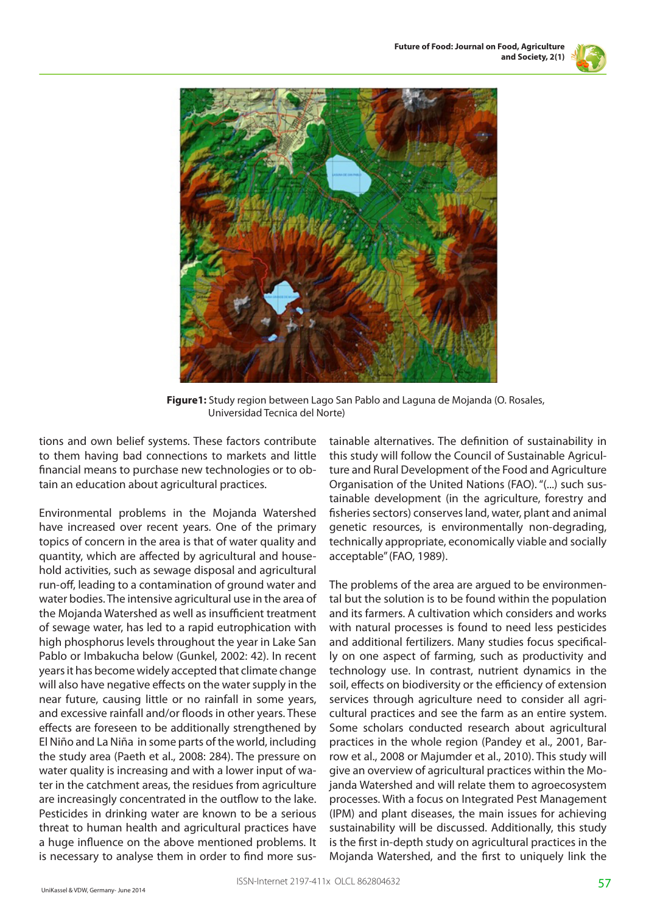**Figure1:** Study region between Lago San Pablo and Laguna de Mojanda (O. Rosales, Universidad Tecnica del Norte)

tions and own belief systems. These factors contribute to them having bad connections to markets and little financial means to purchase new technologies or to obtain an education about agricultural practices.

Environmental problems in the Mojanda Watershed have increased over recent years. One of the primary topics of concern in the area is that of water quality and quantity, which are affected by agricultural and household activities, such as sewage disposal and agricultural run-off, leading to a contamination of ground water and water bodies. The intensive agricultural use in the area of the Mojanda Watershed as well as insufficient treatment of sewage water, has led to a rapid eutrophication with high phosphorus levels throughout the year in Lake San Pablo or Imbakucha below (Gunkel, 2002: 42). In recent years it has become widely accepted that climate change will also have negative effects on the water supply in the near future, causing little or no rainfall in some years, and excessive rainfall and/or floods in other years. These effects are foreseen to be additionally strengthened by El Niño and La Niña in some parts of the world, including the study area (Paeth et al., 2008: 284). The pressure on water quality is increasing and with a lower input of water in the catchment areas, the residues from agriculture are increasingly concentrated in the outflow to the lake. Pesticides in drinking water are known to be a serious threat to human health and agricultural practices have a huge influence on the above mentioned problems. It is necessary to analyse them in order to find more sustainable alternatives. The definition of sustainability in this study will follow the Council of Sustainable Agriculture and Rural Development of the Food and Agriculture Organisation of the United Nations (FAO). "(...) such sustainable development (in the agriculture, forestry and fisheries sectors) conserves land, water, plant and animal genetic resources, is environmentally non-degrading, technically appropriate, economically viable and socially acceptable" (FAO, 1989).

The problems of the area are argued to be environmental but the solution is to be found within the population and its farmers. A cultivation which considers and works with natural processes is found to need less pesticides and additional fertilizers. Many studies focus specifically on one aspect of farming, such as productivity and technology use. In contrast, nutrient dynamics in the soil, effects on biodiversity or the efficiency of extension services through agriculture need to consider all agricultural practices and see the farm as an entire system. Some scholars conducted research about agricultural practices in the whole region (Pandey et al., 2001, Barrow et al., 2008 or Majumder et al., 2010). This study will give an overview of agricultural practices within the Mojanda Watershed and will relate them to agroecosystem processes. With a focus on Integrated Pest Management (IPM) and plant diseases, the main issues for achieving sustainability will be discussed. Additionally, this study is the first in-depth study on agricultural practices in the Mojanda Watershed, and the first to uniquely link the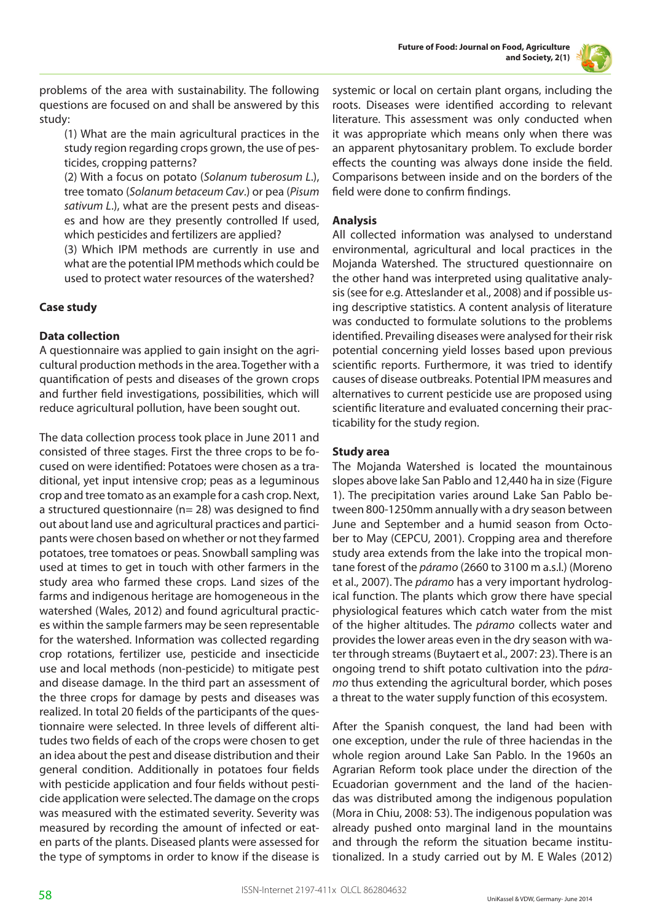problems of the area with sustainability. The following questions are focused on and shall be answered by this study:

(1) What are the main agricultural practices in the study region regarding crops grown, the use of pesticides, cropping patterns?

(2) With a focus on potato (*Solanum tuberosum L.*), tree tomato (*Solanum betaceum Cav.*) or pea (*Pisum sativum L.*), what are the present pests and diseases and how are they presently controlled If used, which pesticides and fertilizers are applied?

(3) Which IPM methods are currently in use and what are the potential IPM methods which could be used to protect water resources of the watershed?

## Case study

### Data collection

A questionnaire was applied to gain insight on the agricultural production methods in the area. Together with a quantification of pests and diseases of the grown crops and further field investigations, possibilities, which will reduce agricultural pollution, have been sought out.

The data collection process took place in June 2011 and consisted of three stages. First the three crops to be focused on were identified: Potatoes were chosen as a traditional, yet input intensive crop; peas as a leguminous crop and tree tomato as an example for a cash crop. Next, a structured questionnaire (n= 28) was designed to find out about land use and agricultural practices and participants were chosen based on whether or not they farmed potatoes, tree tomatoes or peas. Snowball sampling was used at times to get in touch with other farmers in the study area who farmed these crops. Land sizes of the farms and indigenous heritage are homogeneous in the watershed (Wales, 2012) and found agricultural practices within the sample farmers may be seen representable for the watershed. Information was collected regarding crop rotations, fertilizer use, pesticide and insecticide use and local methods (non-pesticide) to mitigate pest and disease damage. In the third part an assessment of the three crops for damage by pests and diseases was realized. In total 20 fields of the participants of the questionnaire were selected. In three levels of different altitudes two fields of each of the crops were chosen to get an idea about the pest and disease distribution and their general condition. Additionally in potatoes four fields with pesticide application and four fields without pesticide application were selected. The damage on the crops was measured with the estimated severity. Severity was measured by recording the amount of infected or eaten parts of the plants. Diseased plants were assessed for the type of symptoms in order to know if the disease is systemic or local on certain plant organs, including the roots. Diseases were identified according to relevant literature. This assessment was only conducted when it was appropriate which means only when there was an apparent phytosanitary problem. To exclude border effects the counting was always done inside the field. Comparisons between inside and on the borders of the field were done to confirm findings.

### Analysis

All collected information was analysed to understand environmental, agricultural and local practices in the Mojanda Watershed. The structured questionnaire on the other hand was interpreted using qualitative analysis (see for e.g. Atteslander et al., 2008) and if possible using descriptive statistics. A content analysis of literature was conducted to formulate solutions to the problems identified. Prevailing diseases were analysed for their risk potential concerning yield losses based upon previous scientific reports. Furthermore, it was tried to identify causes of disease outbreaks. Potential IPM measures and alternatives to current pesticide use are proposed using scientific literature and evaluated concerning their practicability for the study region.

### Study area

The Mojanda Watershed is located the mountainous slopes above lake San Pablo and 12,440 ha in size (Figure 1). The precipitation varies around Lake San Pablo between 800-1250mm annually with a dry season between June and September and a humid season from October to May (CEPCU, 2001). Cropping area and therefore study area extends from the lake into the tropical montane forest of the *páramo* (2660 to 3100 m a.s.l.) (Moreno et al., 2007). The *páramo* has a very important hydrological function. The plants which grow there have special physiological features which catch water from the mist of the higher altitudes. The *páramo* collects water and provides the lower areas even in the dry season with water through streams (Buytaert et al., 2007: 23). There is an ongoing trend to shift potato cultivation into the *páramo* thus extending the agricultural border, which poses a threat to the water supply function of this ecosystem.

After the Spanish conquest, the land had been with one exception, under the rule of three haciendas in the whole region around Lake San Pablo. In the 1960s an Agrarian Reform took place under the direction of the Ecuadorian government and the land of the haciendas was distributed among the indigenous population (Mora in Chiu, 2008: 53). The indigenous population was already pushed onto marginal land in the mountains and through the reform the situation became institutionalized. In a study carried out by M. E Wales (2012)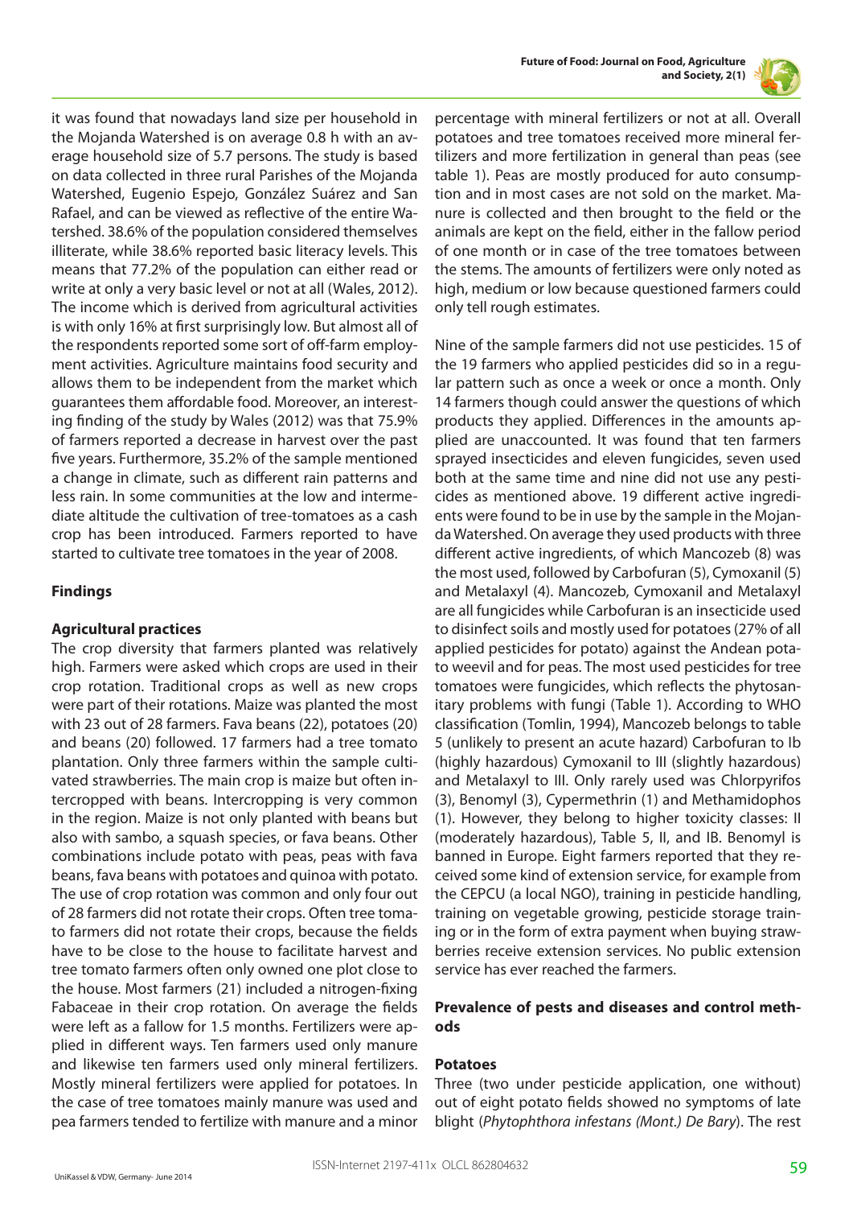it was found that nowadays land size per household in the Mojanda Watershed is on average 0.8 h with an average household size of 5.7 persons. The study is based on data collected in three rural Parishes of the Mojanda Watershed, Eugenio Espejo, González Suárez and San Rafael, and can be viewed as reflective of the entire Watershed. 38.6% of the population considered themselves illiterate, while 38.6% reported basic literacy levels. This means that 77.2% of the population can either read or write at only a very basic level or not at all (Wales, 2012). The income which is derived from agricultural activities is with only 16% at first surprisingly low. But almost all of the respondents reported some sort of off-farm employment activities. Agriculture maintains food security and allows them to be independent from the market which guarantees them affordable food. Moreover, an interesting finding of the study by Wales (2012) was that 75.9% of farmers reported a decrease in harvest over the past five years. Furthermore, 35.2% of the sample mentioned a change in climate, such as different rain patterns and less rain. In some communities at the low and intermediate altitude the cultivation of tree-tomatoes as a cash crop has been introduced. Farmers reported to have started to cultivate tree tomatoes in the year of 2008.

## Findings

### Agricultural practices

The crop diversity that farmers planted was relatively high. Farmers were asked which crops are used in their crop rotation. Traditional crops as well as new crops were part of their rotations. Maize was planted the most with 23 out of 28 farmers. Fava beans (22), potatoes (20) and beans (20) followed. 17 farmers had a tree tomato plantation. Only three farmers within the sample cultivated strawberries. The main crop is maize but often intercropped with beans. Intercropping is very common in the region. Maize is not only planted with beans but also with sambo, a squash species, or fava beans. Other combinations include potato with peas, peas with fava beans, fava beans with potatoes and quinoa with potato. The use of crop rotation was common and only four out of 28 farmers did not rotate their crops. Often tree tomato farmers did not rotate their crops, because the fields have to be close to the house to facilitate harvest and tree tomato farmers often only owned one plot close to the house. Most farmers (21) included a nitrogen-fixing Fabaceae in their crop rotation. On average the fields were left as a fallow for 1.5 months. Fertilizers were applied in different ways. Ten farmers used only manure and likewise ten farmers used only mineral fertilizers. Mostly mineral fertilizers were applied for potatoes. In the case of tree tomatoes mainly manure was used and pea farmers tended to fertilize with manure and a minor percentage with mineral fertilizers or not at all. Overall potatoes and tree tomatoes received more mineral fertilizers and more fertilization in general than peas (see table 1). Peas are mostly produced for auto consumption and in most cases are not sold on the market. Manure is collected and then brought to the field or the animals are kept on the field, either in the fallow period of one month or in case of the tree tomatoes between the stems. The amounts of fertilizers were only noted as high, medium or low because questioned farmers could only tell rough estimates.

Nine of the sample farmers did not use pesticides. 15 of the 19 farmers who applied pesticides did so in a regular pattern such as once a week or once a month. Only 14 farmers though could answer the questions of which products they applied. Differences in the amounts applied are unaccounted. It was found that ten farmers sprayed insecticides and eleven fungicides, seven used both at the same time and nine did not use any pesticides as mentioned above. 19 different active ingredients were found to be in use by the sample in the Mojanda Watershed. On average they used products with three different active ingredients, of which Mancozeb (8) was the most used, followed by Carbofuran (5), Cymoxanil (5) and Metalaxyl (4). Mancozeb, Cymoxanil and Metalaxyl are all fungicides while Carbofuran is an insecticide used to disinfect soils and mostly used for potatoes (27% of all applied pesticides for potato) against the Andean potato weevil and for peas. The most used pesticides for tree tomatoes were fungicides, which reflects the phytosanitary problems with fungi (Table 1). According to WHO classification (Tomlin, 1994), Mancozeb belongs to table 5 (unlikely to present an acute hazard) Carbofuran to Ib (highly hazardous) Cymoxanil to III (slightly hazardous) and Metalaxyl to III. Only rarely used was Chlorpyrifos (3), Benomyl (3), Cypermethrin (1) and Methamidophos (1). However, they belong to higher toxicity classes: II (moderately hazardous), Table 5, II, and IB. Benomyl is banned in Europe. Eight farmers reported that they received some kind of extension service, for example from the CEPCU (a local NGO), training in pesticide handling, training on vegetable growing, pesticide storage training or in the form of extra payment when buying strawberries receive extension services. No public extension service has ever reached the farmers.

### Prevalence of pests and diseases and control methods

### Potatoes

Three (two under pesticide application, one without) out of eight potato fields showed no symptoms of late blight (*Phytophthora infestans (Mont.) De Bary*). The rest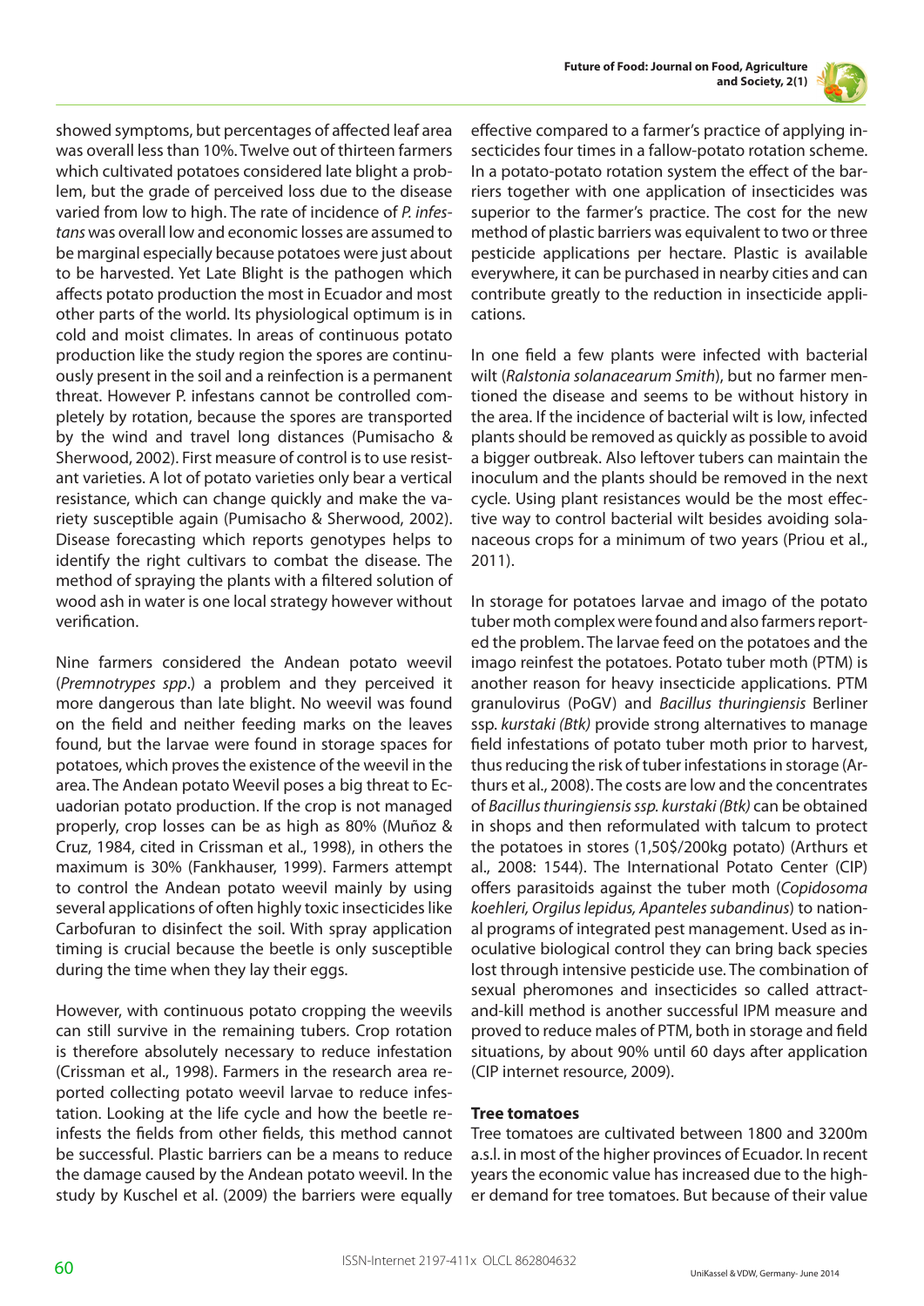showed symptoms, but percentages of affected leaf area was overall less than 10%. Twelve out of thirteen farmers which cultivated potatoes considered late blight a problem, but the grade of perceived loss due to the disease varied from low to high. The rate of incidence of *P. infestans* was overall low and economic losses are assumed to be marginal especially because potatoes were just about to be harvested. Yet Late Blight is the pathogen which affects potato production the most in Ecuador and most other parts of the world. Its physiological optimum is in cold and moist climates. In areas of continuous potato production like the study region the spores are continuously present in the soil and a reinfection is a permanent threat. However P. infestans cannot be controlled completely by rotation, because the spores are transported by the wind and travel long distances (Pumisacho & Sherwood, 2002). First measure of control is to use resistant varieties. A lot of potato varieties only bear a vertical resistance, which can change quickly and make the variety susceptible again (Pumisacho & Sherwood, 2002). Disease forecasting which reports genotypes helps to identify the right cultivars to combat the disease. The method of spraying the plants with a filtered solution of wood ash in water is one local strategy however without verification.

Nine farmers considered the Andean potato weevil (*Premnotrypes spp*.) a problem and they perceived it more dangerous than late blight. No weevil was found on the field and neither feeding marks on the leaves found, but the larvae were found in storage spaces for potatoes, which proves the existence of the weevil in the area. The Andean potato Weevil poses a big threat to Ecuadorian potato production. If the crop is not managed properly, crop losses can be as high as 80% (Muñoz & Cruz, 1984, cited in Crissman et al., 1998), in others the maximum is 30% (Fankhauser, 1999). Farmers attempt to control the Andean potato weevil mainly by using several applications of often highly toxic insecticides like Carbofuran to disinfect the soil. With spray application timing is crucial because the beetle is only susceptible during the time when they lay their eggs.

However, with continuous potato cropping the weevils can still survive in the remaining tubers. Crop rotation is therefore absolutely necessary to reduce infestation (Crissman et al., 1998). Farmers in the research area reported collecting potato weevil larvae to reduce infestation. Looking at the life cycle and how the beetle reinfests the fields from other fields, this method cannot be successful. Plastic barriers can be a means to reduce the damage caused by the Andean potato weevil. In the study by Kuschel et al. (2009) the barriers were equally effective compared to a farmer's practice of applying insecticides four times in a fallow-potato rotation scheme. In a potato-potato rotation system the effect of the barriers together with one application of insecticides was superior to the farmer's practice. The cost for the new method of plastic barriers was equivalent to two or three pesticide applications per hectare. Plastic is available everywhere, it can be purchased in nearby cities and can contribute greatly to the reduction in insecticide applications.

In one field a few plants were infected with bacterial wilt (*Ralstonia solanacearum Smith*), but no farmer mentioned the disease and seems to be without history in the area. If the incidence of bacterial wilt is low, infected plants should be removed as quickly as possible to avoid a bigger outbreak. Also leftover tubers can maintain the inoculum and the plants should be removed in the next cycle. Using plant resistances would be the most effective way to control bacterial wilt besides avoiding solanaceous crops for a minimum of two years (Priou et al., 2011).

In storage for potatoes larvae and imago of the potato tuber moth complex were found and also farmers reported the problem. The larvae feed on the potatoes and the imago reinfest the potatoes. Potato tuber moth (PTM) is another reason for heavy insecticide applications. PTM granulovirus (PoGV) and *Bacillus thuringiensis* Berliner ssp. *kurstaki (Bt)* provide strong alternatives to manage field infestations of potato tuber moth prior to harvest, thus reducing the risk of tuber infestations in storage (Arthurs et al., 2008). The costs are low and the concentrates of *Bacillus thuringiensis ssp. kurstaki (Btk)* can be obtained in shops and then reformulated with talcum to protect the potatoes in stores (1,50$/200kg potato) (Arthurs et al., 2008: 1544). The International Potato Center (CIP) offers parasitoids against the tuber moth (*Copidosoma koehleri, Orgilus lepidus, Apanteles subandinus*) to national programs of integrated pest management. Used as inoculative biological control they can bring back species lost through intensive pesticide use. The combination of sexual pheromones and insecticides so called attract-and-kill method is another successful IPM measure and proved to reduce males of PTM, both in storage and field situations, by about 90% until 60 days after application (CIP internet resource, 2009).

**Tree tomatoes**

Tree tomatoes are cultivated between 1800 and 3200m a.s.l. in most of the higher provinces of Ecuador. In recent years the economic value has increased due to the higher demand for tree tomatoes. But because of their value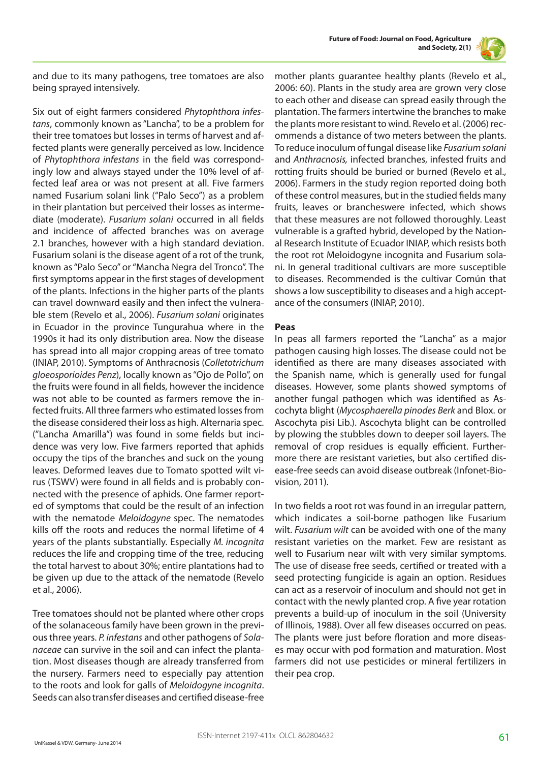and due to its many pathogens, tree tomatoes are also being sprayed intensively.

Six out of eight farmers considered *Phytophthora infestans*, commonly known as "Lancha", to be a problem for their tree tomatoes but losses in terms of harvest and affected plants were generally perceived as low. Incidence of *Phytophthora infestans* in the field was correspondingly low and always stayed under the 10% level of affected leaf area or was not present at all. Five farmers named Fusarium solani link ("Palo Seco") as a problem in their plantation but perceived their losses as intermediate (moderate). *Fusarium solani* occurred in all fields and incidence of affected branches was on average 2.1 branches, however with a high standard deviation. Fusarium solani is the disease agent of a rot of the trunk, known as "Palo Seco" or "Mancha Negra del Tronco". The first symptoms appear in the first stages of development of the plants. Infections in the higher parts of the plants can travel downward easily and then infect the vulnerable stem (Revelo et al., 2006). *Fusarium solani* originates in Ecuador in the province Tungurahua where in the 1990s it had its only distribution area. Now the disease has spread into all major cropping areas of tree tomato (INIAP, 2010). Symptoms of Anthracnosis (*Colletotrichum gloeosporioides Penz*), locally known as "Ojo de Pollo", on the fruits were found in all fields, however the incidence was not able to be counted as farmers remove the infected fruits. All three farmers who estimated losses from the disease considered their loss as high. Alternaria spec. ("Lancha Amarilla") was found in some fields but incidence was very low. Five farmers reported that aphids occupy the tips of the branches and suck on the young leaves. Deformed leaves due to Tomato spotted wilt virus (TSWV) were found in all fields and is probably connected with the presence of aphids. One farmer reported of symptoms that could be the result of an infection with the nematode *Meloidogyne* spec. The nematodes kills off the roots and reduces the normal lifetime of 4 years of the plants substantially. Especially *M. incognita* reduces the life and cropping time of the tree, reducing the total harvest to about 30%; entire plantations had to be given up due to the attack of the nematode (Revelo et al., 2006).

Tree tomatoes should not be planted where other crops of the solanaceous family have been grown in the previous three years. *P. infestans* and other pathogens of *Solanaceae* can survive in the soil and can infect the plantation. Most diseases though are already transferred from the nursery. Farmers need to especially pay attention to the roots and look for galls of *Meloidogyne incognita*. Seeds can also transfer diseases and certified disease-free mother plants guarantee healthy plants (Revelo et al., 2006: 60). Plants in the study area are grown very close to each other and disease can spread easily through the plantation. The farmers intertwine the branches to make the plants more resistant to wind. Revelo et al. (2006) recommends a distance of two meters between the plants. To reduce inoculum of fungal disease like *Fusarium solani* and *Anthracnosis,* infected branches, infested fruits and rotting fruits should be buried or burned (Revelo et al., 2006). Farmers in the study region reported doing both of these control measures, but in the studied fields many fruits, leaves or brancheswere infected, which shows that these measures are not followed thoroughly. Least vulnerable is a grafted hybrid, developed by the National Research Institute of Ecuador INIAP, which resists both the root rot Meloidogyne incognita and Fusarium solani. In general traditional cultivars are more susceptible to diseases. Recommended is the cultivar Común that shows a low susceptibility to diseases and a high acceptance of the consumers (INIAP, 2010).

**Peas**

In peas all farmers reported the "Lancha" as a major pathogen causing high losses. The disease could not be identified as there are many diseases associated with the Spanish name, which is generally used for fungal diseases. However, some plants showed symptoms of another fungal pathogen which was identified as Ascochyta blight (*Mycosphaerella pinodes Berk* and Blox. or Ascochyta pisi Lib.). Ascochyta blight can be controlled by plowing the stubbles down to deeper soil layers. The removal of crop residues is equally efficient. Furthermore there are resistant varieties, but also certified disease-free seeds can avoid disease outbreak (Infonet-Biovision, 2011).

In two fields a root rot was found in an irregular pattern, which indicates a soil-borne pathogen like Fusarium wilt. *Fusarium wilt* can be avoided with one of the many resistant varieties on the market. Few are resistant as well to Fusarium near wilt with very similar symptoms. The use of disease free seeds, certified or treated with a seed protecting fungicide is again an option. Residues can act as a reservoir of inoculum and should not get in contact with the newly planted crop. A five year rotation prevents a build-up of inoculum in the soil (University of Illinois, 1988). Over all few diseases occurred on peas. The plants were just before floration and more diseases may occur with pod formation and maturation. Most farmers did not use pesticides or mineral fertilizers in their pea crop.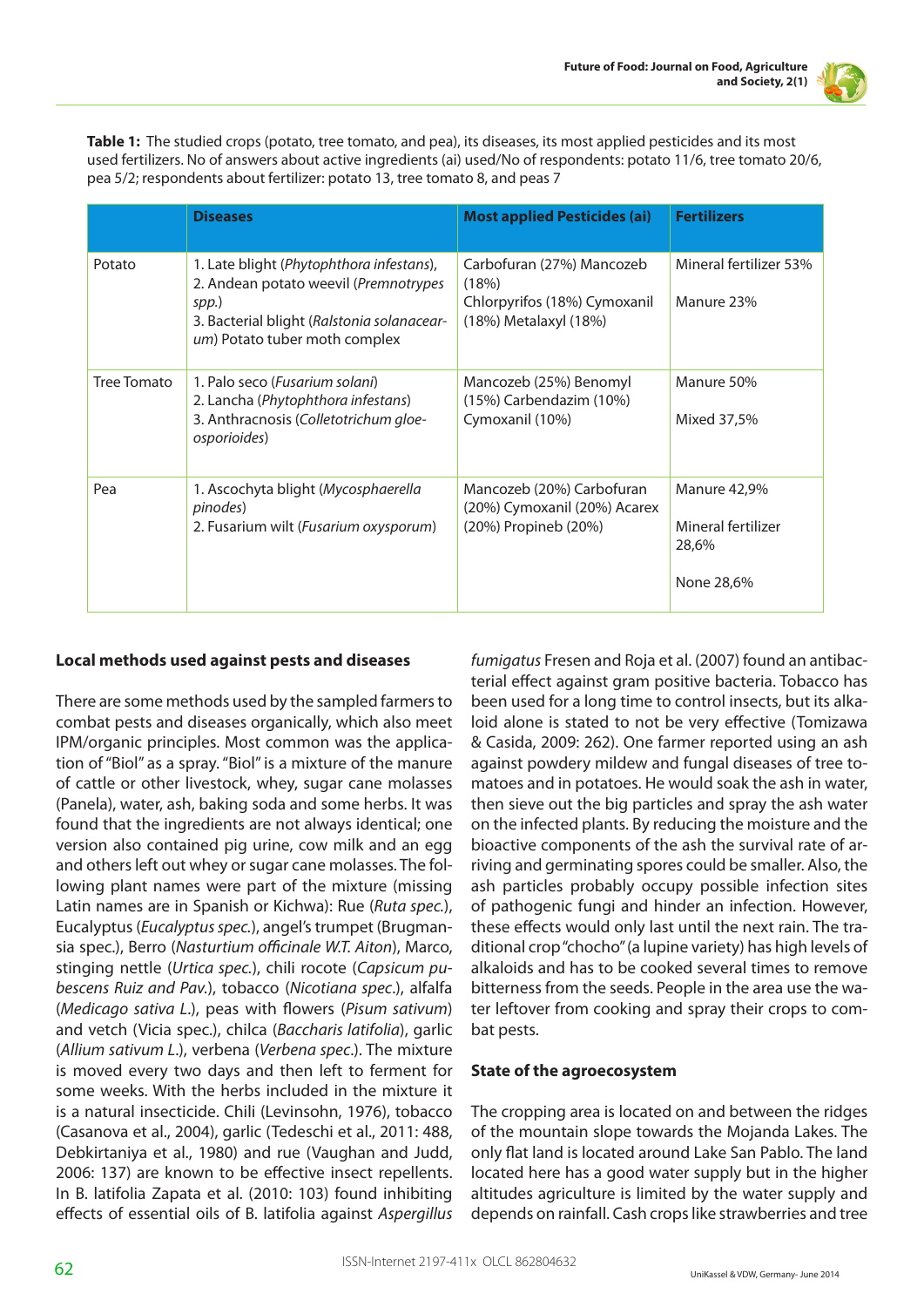**Table 1:** The studied crops (potato, tree tomato, and pea), its diseases, its most applied pesticides and its most used fertilizers. No of answers about active ingredients (ai) used/No of respondents: potato 11/6, tree tomato 20/6, pea 5/2; respondents about fertilizer: potato 13, tree tomato 8, and peas 7

| | Diseases | Most applied Pesticides (ai) | Fertilizers |
|---|---|---|---|
| Potato | 1. Late blight (*Phytophthora infestans*), 2. Andean potato weevil (*Premnotrypes spp.*) 3. Bacterial blight (*Ralstonia solanacearum*) Potato tuber moth complex | Carbofuran (27%) Mancozeb (18%) Chlorpyrifos (18%) Cymoxanil (18%) Metalaxyl (18%) | Mineral fertilizer 53% Manure 23% |
| Tree Tomato | 1. Palo seco (*Fusarium solani*) 2. Lancha (*Phytophthora infestans*) 3. Anthracnosis (*Colletotrichum gloeosporioides*) | Mancozeb (25%) Benomyl (15%) Carbendazim (10%) Cymoxanil (10%) | Manure 50% Mixed 37,5% |
| Pea | 1. Ascochyta blight (*Mycosphaerella pinodes*) 2. Fusarium wilt (*Fusarium oxysporum*) | Mancozeb (20%) Carbofuran (20%) Cymoxanil (20%) Acarex (20%) Propineb (20%) | Manure 42,9% Mineral fertilizer 28,6% None 28,6% |

**Local methods used against pests and diseases**

There are some methods used by the sampled farmers to combat pests and diseases organically, which also meet IPM/organic principles. Most common was the application of "Biol" as a spray. "Biol" is a mixture of the manure of cattle or other livestock, whey, sugar cane molasses (Panela), water, ash, baking soda and some herbs. It was found that the ingredients are not always identical; one version also contained pig urine, cow milk and an egg and others left out whey or sugar cane molasses. The following plant names were part of the mixture (missing Latin names are in Spanish or Kichwa): Rue (*Ruta spec.*), Eucalyptus (*Eucalyptus spec.*), angel's trumpet (Brugmansia spec.), Berro (*Nasturtium officinale W.T. Aiton*), Marco, stinging nettle (*Urtica spec.*), chili rocote (*Capsicum pubescens Ruiz and Pav.*), tobacco (*Nicotiana spec.*), alfalfa (*Medicago sativa L.*), peas with flowers (*Pisum sativum*) and vetch (Vicia spec.), chilca (*Baccharis latifolia*), garlic (*Allium sativum L.*), verbena (*Verbena spec.*). The mixture is moved every two days and then left to ferment for some weeks. With the herbs included in the mixture it is a natural insecticide. Chili (Levinsohn, 1976), tobacco (Casanova et al., 2004), garlic (Tedeschi et al., 2011: 488, Debkirtaniya et al., 1980) and rue (Vaughan and Judd, 2006: 137) are known to be effective insect repellents. In B. latifolia Zapata et al. (2010: 103) found inhibiting effects of essential oils of B. latifolia against *Aspergillus fumigatus* Fresen and Roja et al. (2007) found an antibacterial effect against gram positive bacteria. Tobacco has been used for a long time to control insects, but its alkaloid alone is stated to not be very effective (Tomizawa & Casida, 2009: 262). One farmer reported using an ash against powdery mildew and fungal diseases of tree tomatoes and in potatoes. He would soak the ash in water, then sieve out the big particles and spray the ash water on the infected plants. By reducing the moisture and the bioactive components of the ash the survival rate of arriving and germinating spores could be smaller. Also, the ash particles probably occupy possible infection sites of pathogenic fungi and hinder an infection. However, these effects would only last until the next rain. The traditional crop "chocho" (a lupine variety) has high levels of alkaloids and has to be cooked several times to remove bitterness from the seeds. People in the area use the water leftover from cooking and spray their crops to combat pests.

**State of the agroecosystem**

The cropping area is located on and between the ridges of the mountain slope towards the Mojanda Lakes. The only flat land is located around Lake San Pablo. The land located here has a good water supply but in the higher altitudes agriculture is limited by the water supply and depends on rainfall. Cash crops like strawberries and tree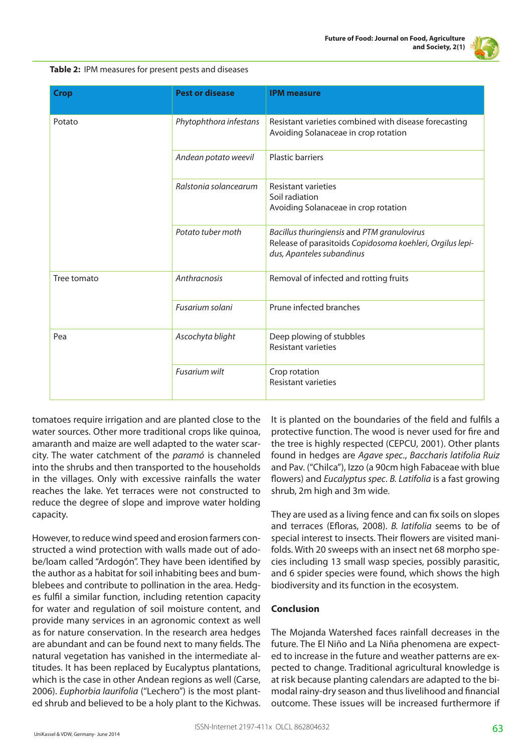**Table 2:** IPM measures for present pests and diseases

| Crop | Pest or disease | IPM measure |
|---|---|---|
| Potato | *Phytophthora infestans* | Resistant varieties combined with disease forecasting<br>Avoiding Solanaceae in crop rotation |
| | *Andean potato weevil* | Plastic barriers |
| | *Ralstonia solancearum* | Resistant varieties<br>Soil radiation<br>Avoiding Solanaceae in crop rotation |
| | *Potato tuber moth* | *Bacillus thuringiensis* and *PTM granulovirus*<br>Release of parasitoids *Copidosoma koehleri*, *Orgilus lepidus, Apanteles subandinus* |
| Tree tomato | *Anthracnosis* | Removal of infected and rotting fruits |
| | *Fusarium solani* | Prune infected branches |
| Pea | *Ascochyta blight* | Deep plowing of stubbles<br>Resistant varieties |
| | *Fusarium wilt* | Crop rotation<br>Resistant varieties |

tomatoes require irrigation and are planted close to the water sources. Other more traditional crops like quinoa, amaranth and maize are well adapted to the water scarcity. The water catchment of the *paramó* is channeled into the shrubs and then transported to the households in the villages. Only with excessive rainfalls the water reaches the lake. Yet terraces were not constructed to reduce the degree of slope and improve water holding capacity.

However, to reduce wind speed and erosion farmers constructed a wind protection with walls made out of adobe/loam called "Ardogón". They have been identified by the author as a habitat for soil inhabiting bees and bumblebees and contribute to pollination in the area. Hedges fulfil a similar function, including retention capacity for water and regulation of soil moisture content, and provide many services in an agronomic context as well as for nature conservation. In the research area hedges are abundant and can be found next to many fields. The natural vegetation has vanished in the intermediate altitudes. It has been replaced by Eucalyptus plantations, which is the case in other Andean regions as well (Carse, 2006). *Euphorbia laurifolia* ("Lechero") is the most planted shrub and believed to be a holy plant to the Kichwas. It is planted on the boundaries of the field and fulfils a protective function. The wood is never used for fire and the tree is highly respected (CEPCU, 2001). Other plants found in hedges are *Agave spec*., *Baccharis latifolia Ruiz* and Pav. ("Chilca"), Izzo (a 90cm high Fabaceae with blue flowers) and *Eucalyptus spec*. *B. Latifolia* is a fast growing shrub, 2m high and 3m wide.

They are used as a living fence and can fix soils on slopes and terraces (Efloras, 2008). *B. latifolia* seems to be of special interest to insects. Their flowers are visited manifolds. With 20 sweeps with an insect net 68 morpho species including 13 small wasp species, possibly parasitic, and 6 spider species were found, which shows the high biodiversity and its function in the ecosystem.

## Conclusion

The Mojanda Watershed faces rainfall decreases in the future. The El Niño and La Niña phenomena are expected to increase in the future and weather patterns are expected to change. Traditional agricultural knowledge is at risk because planting calendars are adapted to the bimodal rainy-dry season and thus livelihood and financial outcome. These issues will be increased furthermore if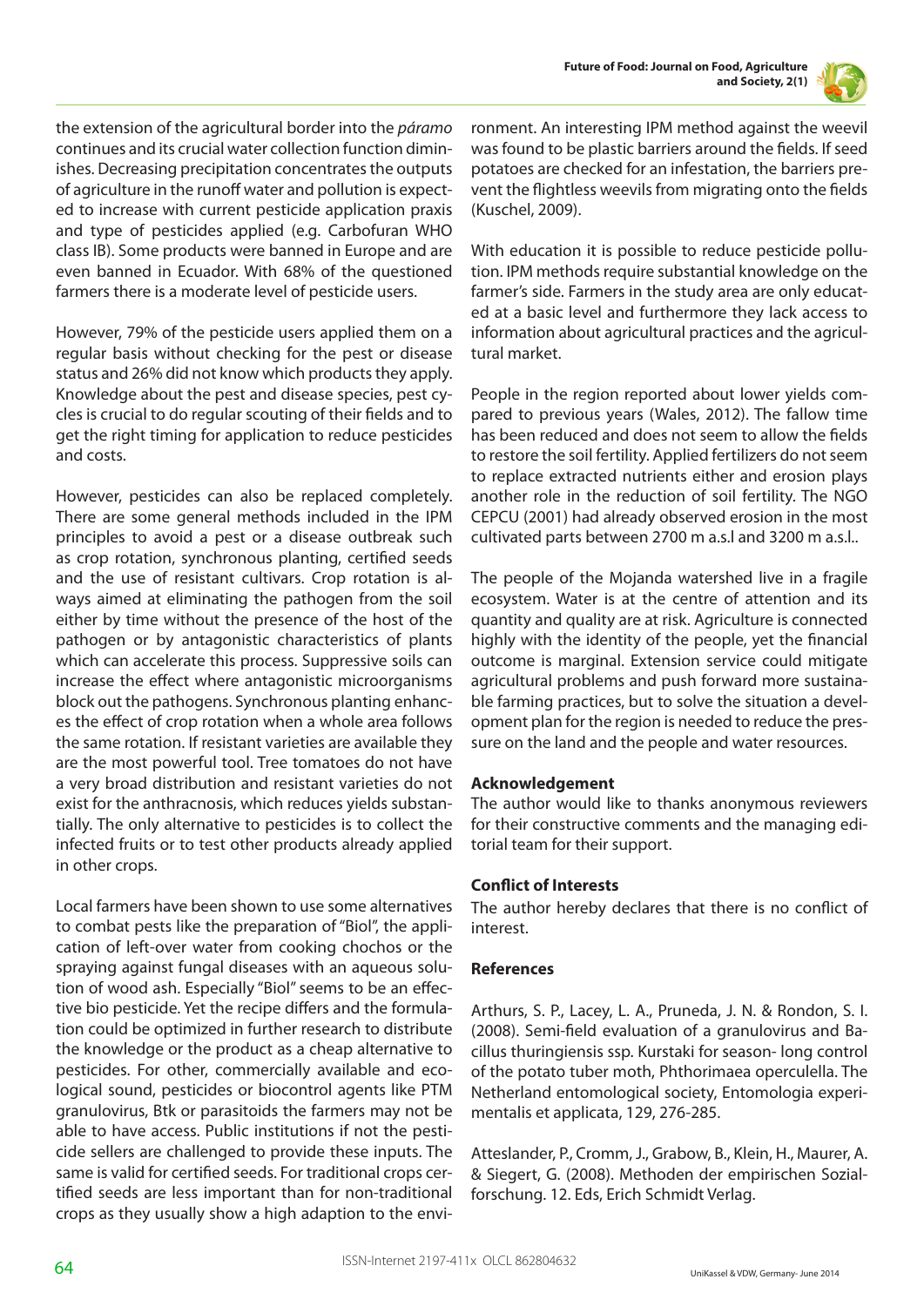the extension of the agricultural border into the *páramo* continues and its crucial water collection function diminishes. Decreasing precipitation concentrates the outputs of agriculture in the runoff water and pollution is expected to increase with current pesticide application praxis and type of pesticides applied (e.g. Carbofuran WHO class IB). Some products were banned in Europe and are even banned in Ecuador. With 68% of the questioned farmers there is a moderate level of pesticide users.

However, 79% of the pesticide users applied them on a regular basis without checking for the pest or disease status and 26% did not know which products they apply. Knowledge about the pest and disease species, pest cycles is crucial to do regular scouting of their fields and to get the right timing for application to reduce pesticides and costs.

However, pesticides can also be replaced completely. There are some general methods included in the IPM principles to avoid a pest or a disease outbreak such as crop rotation, synchronous planting, certified seeds and the use of resistant cultivars. Crop rotation is always aimed at eliminating the pathogen from the soil either by time without the presence of the host of the pathogen or by antagonistic characteristics of plants which can accelerate this process. Suppressive soils can increase the effect where antagonistic microorganisms block out the pathogens. Synchronous planting enhances the effect of crop rotation when a whole area follows the same rotation. If resistant varieties are available they are the most powerful tool. Tree tomatoes do not have a very broad distribution and resistant varieties do not exist for the anthracnosis, which reduces yields substantially. The only alternative to pesticides is to collect the infected fruits or to test other products already applied in other crops.

Local farmers have been shown to use some alternatives to combat pests like the preparation of "Biol", the application of left-over water from cooking chochos or the spraying against fungal diseases with an aqueous solution of wood ash. Especially "Biol" seems to be an effective bio pesticide. Yet the recipe differs and the formulation could be optimized in further research to distribute the knowledge or the product as a cheap alternative to pesticides. For other, commercially available and ecological sound, pesticides or biocontrol agents like PTM granulovirus, Btk or parasitoids the farmers may not be able to have access. Public institutions if not the pesticide sellers are challenged to provide these inputs. The same is valid for certified seeds. For traditional crops certified seeds are less important than for non-traditional crops as they usually show a high adaption to the environment. An interesting IPM method against the weevil was found to be plastic barriers around the fields. If seed potatoes are checked for an infestation, the barriers prevent the flightless weevils from migrating onto the fields (Kuschel, 2009).

With education it is possible to reduce pesticide pollution. IPM methods require substantial knowledge on the farmer's side. Farmers in the study area are only educated at a basic level and furthermore they lack access to information about agricultural practices and the agricultural market.

People in the region reported about lower yields compared to previous years (Wales, 2012). The fallow time has been reduced and does not seem to allow the fields to restore the soil fertility. Applied fertilizers do not seem to replace extracted nutrients either and erosion plays another role in the reduction of soil fertility. The NGO CEPCU (2001) had already observed erosion in the most cultivated parts between 2700 m a.s.l and 3200 m a.s.l..

The people of the Mojanda watershed live in a fragile ecosystem. Water is at the centre of attention and its quantity and quality are at risk. Agriculture is connected highly with the identity of the people, yet the financial outcome is marginal. Extension service could mitigate agricultural problems and push forward more sustainable farming practices, but to solve the situation a development plan for the region is needed to reduce the pressure on the land and the people and water resources.

### Acknowledgement

The author would like to thanks anonymous reviewers for their constructive comments and the managing editorial team for their support.

### Conflict of Interests

The author hereby declares that there is no conflict of interest.

### References

Arthurs, S. P., Lacey, L. A., Pruneda, J. N. & Rondon, S. I. (2008). Semi-field evaluation of a granulovirus and Bacillus thuringiensis ssp. Kurstaki for season- long control of the potato tuber moth, Phthorimaea operculella. The Netherland entomological society, Entomologia experimentalis et applicata, 129, 276-285.

Atteslander, P., Cromm, J., Grabow, B., Klein, H., Maurer, A. & Siegert, G. (2008). Methoden der empirischen Sozialforschung. 12. Eds, Erich Schmidt Verlag.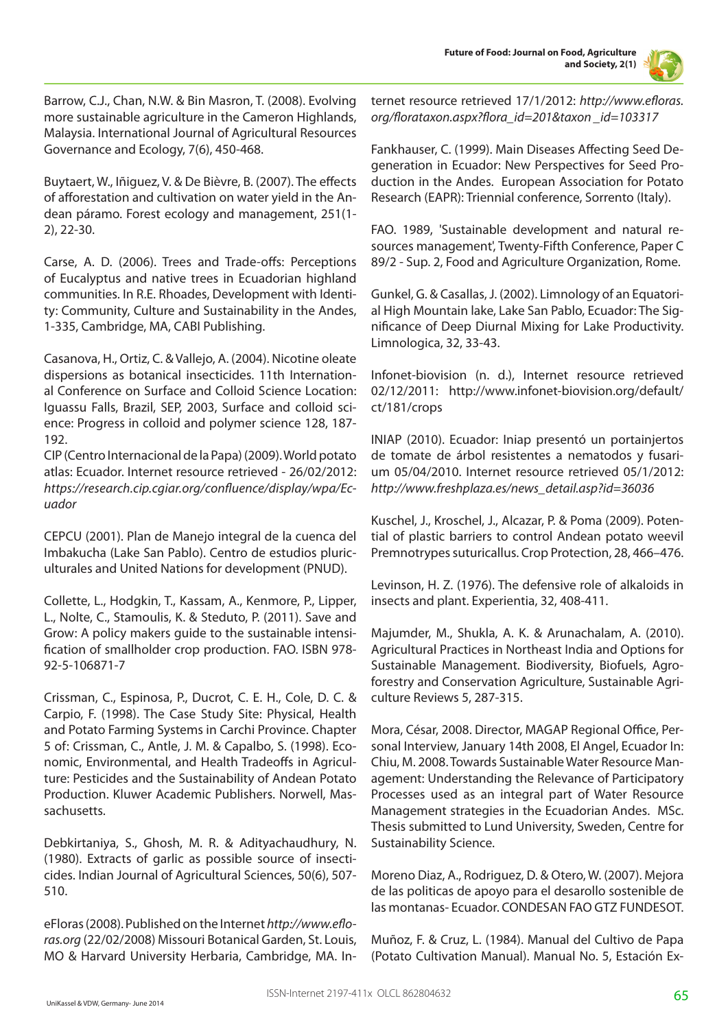Barrow, C.J., Chan, N.W. & Bin Masron, T. (2008). Evolving more sustainable agriculture in the Cameron Highlands, Malaysia. International Journal of Agricultural Resources Governance and Ecology, 7(6), 450-468.

Buytaert, W., Iñiguez, V. & De Bièvre, B. (2007). The effects of afforestation and cultivation on water yield in the Andean páramo. Forest ecology and management, 251(1-2), 22-30.

Carse, A. D. (2006). Trees and Trade-offs: Perceptions of Eucalyptus and native trees in Ecuadorian highland communities. In R.E. Rhoades, Development with Identity: Community, Culture and Sustainability in the Andes, 1-335, Cambridge, MA, CABI Publishing.

Casanova, H., Ortiz, C. & Vallejo, A. (2004). Nicotine oleate dispersions as botanical insecticides. 11th International Conference on Surface and Colloid Science Location: Iguassu Falls, Brazil, SEP, 2003, Surface and colloid science: Progress in colloid and polymer science 128, 187-192.

CIP (Centro Internacional de la Papa) (2009). World potato atlas: Ecuador. Internet resource retrieved - 26/02/2012: *https://research.cip.cgiar.org/confluence/display/wpa/Ecuador*

CEPCU (2001). Plan de Manejo integral de la cuenca del Imbakucha (Lake San Pablo). Centro de estudios pluriculturales and United Nations for development (PNUD).

Collette, L., Hodgkin, T., Kassam, A., Kenmore, P., Lipper, L., Nolte, C., Stamoulis, K. & Steduto, P. (2011). Save and Grow: A policy makers guide to the sustainable intensification of smallholder crop production. FAO. ISBN 978-92-5-106871-7

Crissman, C., Espinosa, P., Ducrot, C. E. H., Cole, D. C. & Carpio, F. (1998). The Case Study Site: Physical, Health and Potato Farming Systems in Carchi Province. Chapter 5 of: Crissman, C., Antle, J. M. & Capalbo, S. (1998). Economic, Environmental, and Health Tradeoffs in Agriculture: Pesticides and the Sustainability of Andean Potato Production. Kluwer Academic Publishers. Norwell, Massachusetts.

Debkirtaniya, S., Ghosh, M. R. & Adityachaudhury, N. (1980). Extracts of garlic as possible source of insecticides. Indian Journal of Agricultural Sciences, 50(6), 507-510.

eFloras (2008). Published on the Internet *http://www.efloras.org* (22/02/2008) Missouri Botanical Garden, St. Louis, MO & Harvard University Herbaria, Cambridge, MA. Internet resource retrieved 17/1/2012: *http://www.efloras.org/florataxon.aspx?flora_id=201&taxon _id=103317*

Fankhauser, C. (1999). Main Diseases Affecting Seed Degeneration in Ecuador: New Perspectives for Seed Production in the Andes. European Association for Potato Research (EAPR): Triennial conference, Sorrento (Italy).

FAO. 1989, 'Sustainable development and natural resources management', Twenty-Fifth Conference, Paper C 89/2 - Sup. 2, Food and Agriculture Organization, Rome.

Gunkel, G. & Casallas, J. (2002). Limnology of an Equatorial High Mountain lake, Lake San Pablo, Ecuador: The Significance of Deep Diurnal Mixing for Lake Productivity. Limnologica, 32, 33-43.

Infonet-biovision (n. d.), Internet resource retrieved 02/12/2011: http://www.infonet-biovision.org/default/ct/181/crops

INIAP (2010). Ecuador: Iniap presentó un portainjertos de tomate de árbol resistentes a nematodos y fusarium 05/04/2010. Internet resource retrieved 05/1/2012: *http://www.freshplaza.es/news_detail.asp?id=36036*

Kuschel, J., Kroschel, J., Alcazar, P. & Poma (2009). Potential of plastic barriers to control Andean potato weevil Premnotrypes suturicallus. Crop Protection, 28, 466–476.

Levinson, H. Z. (1976). The defensive role of alkaloids in insects and plant. Experientia, 32, 408-411.

Majumder, M., Shukla, A. K. & Arunachalam, A. (2010). Agricultural Practices in Northeast India and Options for Sustainable Management. Biodiversity, Biofuels, Agroforestry and Conservation Agriculture, Sustainable Agriculture Reviews 5, 287-315.

Mora, César, 2008. Director, MAGAP Regional Office, Personal Interview, January 14th 2008, El Angel, Ecuador In: Chiu, M. 2008. Towards Sustainable Water Resource Management: Understanding the Relevance of Participatory Processes used as an integral part of Water Resource Management strategies in the Ecuadorian Andes. MSc. Thesis submitted to Lund University, Sweden, Centre for Sustainability Science.

Moreno Diaz, A., Rodriguez, D. & Otero, W. (2007). Mejora de las politicas de apoyo para el desarollo sostenible de las montanas- Ecuador. CONDESAN FAO GTZ FUNDESOT.

Muñoz, F. & Cruz, L. (1984). Manual del Cultivo de Papa (Potato Cultivation Manual). Manual No. 5, Estación Ex-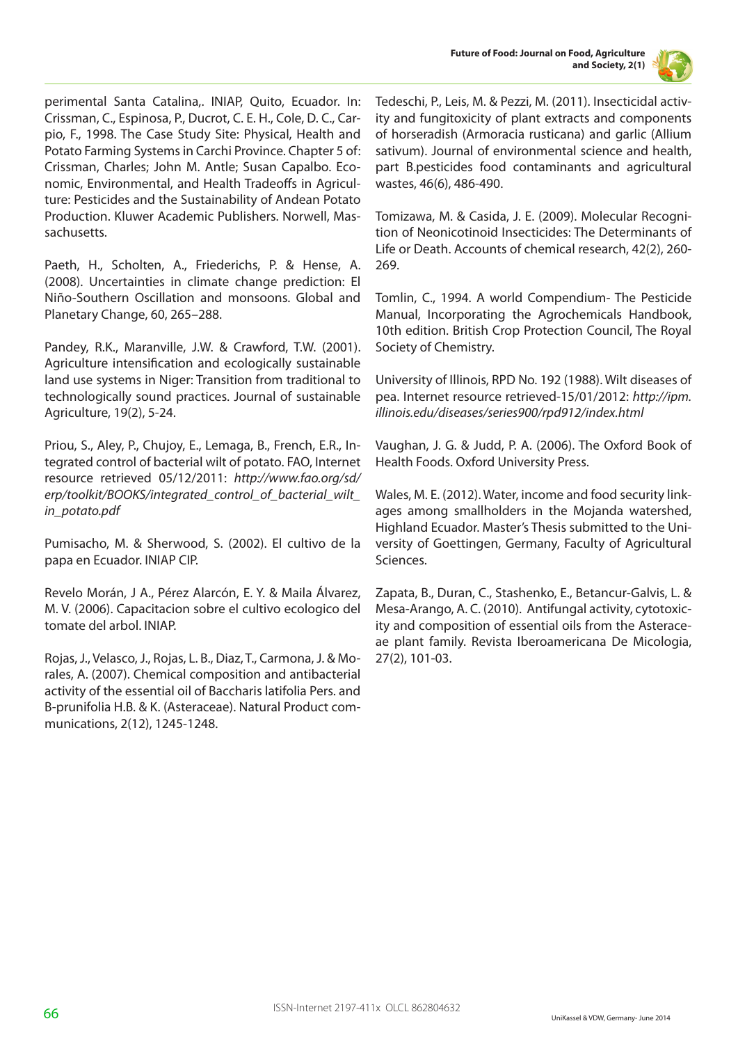perimental Santa Catalina,. INIAP, Quito, Ecuador. In: Crissman, C., Espinosa, P., Ducrot, C. E. H., Cole, D. C., Carpio, F., 1998. The Case Study Site: Physical, Health and Potato Farming Systems in Carchi Province. Chapter 5 of: Crissman, Charles; John M. Antle; Susan Capalbo. Economic, Environmental, and Health Tradeoffs in Agriculture: Pesticides and the Sustainability of Andean Potato Production. Kluwer Academic Publishers. Norwell, Massachusetts.

Paeth, H., Scholten, A., Friederichs, P. & Hense, A. (2008). Uncertainties in climate change prediction: El Niño-Southern Oscillation and monsoons. Global and Planetary Change, 60, 265–288.

Pandey, R.K., Maranville, J.W. & Crawford, T.W. (2001). Agriculture intensification and ecologically sustainable land use systems in Niger: Transition from traditional to technologically sound practices. Journal of sustainable Agriculture, 19(2), 5-24.

Priou, S., Aley, P., Chujoy, E., Lemaga, B., French, E.R., Integrated control of bacterial wilt of potato. FAO, Internet resource retrieved 05/12/2011: *http://www.fao.org/sd/erp/toolkit/BOOKS/integrated_control_of_bacterial_wilt_in_potato.pdf*

Pumisacho, M. & Sherwood, S. (2002). El cultivo de la papa en Ecuador. INIAP CIP.

Revelo Morán, J A., Pérez Alarcón, E. Y. & Maila Álvarez, M. V. (2006). Capacitacion sobre el cultivo ecologico del tomate del arbol. INIAP.

Rojas, J., Velasco, J., Rojas, L. B., Diaz, T., Carmona, J. & Morales, A. (2007). Chemical composition and antibacterial activity of the essential oil of Baccharis latifolia Pers. and B-prunifolia H.B. & K. (Asteraceae). Natural Product communications, 2(12), 1245-1248.

Tedeschi, P., Leis, M. & Pezzi, M. (2011). Insecticidal activity and fungitoxicity of plant extracts and components of horseradish (Armoracia rusticana) and garlic (Allium sativum). Journal of environmental science and health, part B.pesticides food contaminants and agricultural wastes, 46(6), 486-490.

Tomizawa, M. & Casida, J. E. (2009). Molecular Recognition of Neonicotinoid Insecticides: The Determinants of Life or Death. Accounts of chemical research, 42(2), 260-269.

Tomlin, C., 1994. A world Compendium- The Pesticide Manual, Incorporating the Agrochemicals Handbook, 10th edition. British Crop Protection Council, The Royal Society of Chemistry.

University of Illinois, RPD No. 192 (1988). Wilt diseases of pea. Internet resource retrieved-15/01/2012: *http://ipm.illinois.edu/diseases/series900/rpd912/index.html*

Vaughan, J. G. & Judd, P. A. (2006). The Oxford Book of Health Foods. Oxford University Press.

Wales, M. E. (2012). Water, income and food security linkages among smallholders in the Mojanda watershed, Highland Ecuador. Master's Thesis submitted to the University of Goettingen, Germany, Faculty of Agricultural Sciences.

Zapata, B., Duran, C., Stashenko, E., Betancur-Galvis, L. & Mesa-Arango, A. C. (2010). Antifungal activity, cytotoxicity and composition of essential oils from the Asteraceae plant family. Revista Iberoamericana De Micologia, 27(2), 101-03.